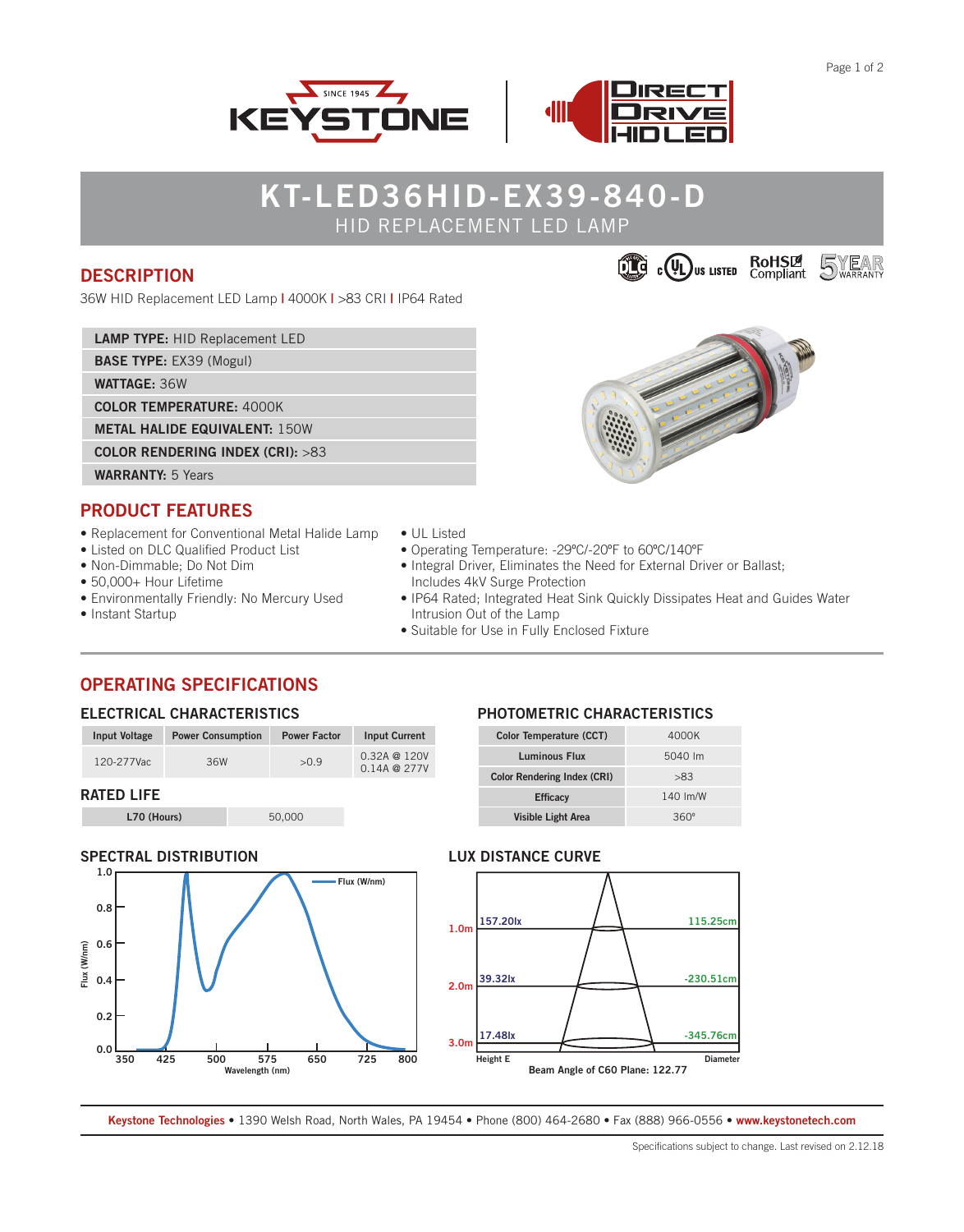# KT-LED36HID-EX39-840-D

HID REPLACEMENT LED LAMP

## DESCRIPTION

36W HID Replacement LED Lamp | 4000K | >83 CRI | IP64 Rated

| | |
|---|---|
| **LAMP TYPE:** | HID Replacement LED |
| **BASE TYPE:** | EX39 (Mogul) |
| **WATTAGE:** | 36W |
| **COLOR TEMPERATURE:** | 4000K |
| **METAL HALIDE EQUIVALENT:** | 150W |
| **COLOR RENDERING INDEX (CRI):** | >83 |
| **WARRANTY:** | 5 Years |

## PRODUCT FEATURES

- Replacement for Conventional Metal Halide Lamp
- Listed on DLC Qualified Product List
- Non-Dimmable; Do Not Dim
- 50,000+ Hour Lifetime
- Environmentally Friendly: No Mercury Used
- Instant Startup
- UL Listed
- Operating Temperature: -29°C/-20°F to 60°C/140°F
- Integral Driver, Eliminates the Need for External Driver or Ballast; Includes 4kV Surge Protection
- IP64 Rated; Integrated Heat Sink Quickly Dissipates Heat and Guides Water Intrusion Out of the Lamp
- Suitable for Use in Fully Enclosed Fixture

## OPERATING SPECIFICATIONS

### ELECTRICAL CHARACTERISTICS

| Input Voltage | Power Consumption | Power Factor | Input Current |
|---|---|---|---|
| 120-277Vac | 36W | >0.9 | 0.32A @ 120V<br>0.14A @ 277V |

### RATED LIFE

| L70 (Hours) | 50,000 |
|---|---|

### PHOTOMETRIC CHARACTERISTICS

| | |
|---|---|
| Color Temperature (CCT) | 4000K |
| Luminous Flux | 5040 lm |
| Color Rendering Index (CRI) | >83 |
| Efficacy | 140 lm/W |
| Visible Light Area | 360° |

### SPECTRAL DISTRIBUTION

### LUX DISTANCE CURVE

| Height E | Lux | Diameter |
|---|---|---|
| 1.0m | 157.20lx | 115.25cm |
| 2.0m | 39.32lx | -230.51cm |
| 3.0m | 17.48lx | -345.76cm |

Beam Angle of C60 Plane: 122.77

---

**Keystone Technologies** • 1390 Welsh Road, North Wales, PA 19454 • Phone (800) 464-2680 • Fax (888) 966-0556 • **www.keystonetech.com**

Specifications subject to change. Last revised on 2.12.18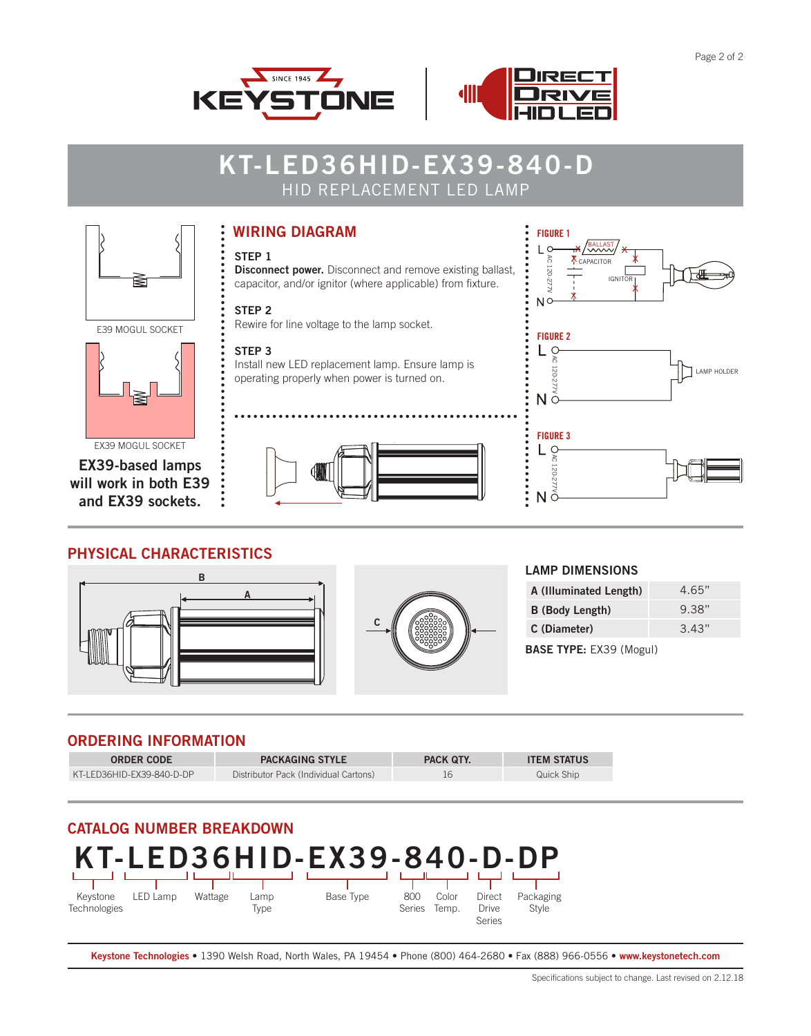# KT-LED36HID-EX39-840-D

HID REPLACEMENT LED LAMP

E39 MOGUL SOCKET

EX39 MOGUL SOCKET

**EX39-based lamps will work in both E39 and EX39 sockets.**

## WIRING DIAGRAM

**STEP 1**

**Disconnect power.** Disconnect and remove existing ballast, capacitor, and/or ignitor (where applicable) from fixture.

**STEP 2**

Rewire for line voltage to the lamp socket.

**STEP 3**

Install new LED replacement lamp. Ensure lamp is operating properly when power is turned on.

FIGURE 1

L
N
AC 120-277V
BALLAST
CAPACITOR
IGNITOR

FIGURE 2

L
N
AC 120-277V
LAMP HOLDER

FIGURE 3

L
N
AC 120-277V

## PHYSICAL CHARACTERISTICS

B
A
C

### LAMP DIMENSIONS

| | |
|---|---|
| **A (Illuminated Length)** | 4.65" |
| **B (Body Length)** | 9.38" |
| **C (Diameter)** | 3.43" |

**BASE TYPE:** EX39 (Mogul)

## ORDERING INFORMATION

| ORDER CODE | PACKAGING STYLE | PACK QTY. | ITEM STATUS |
|---|---|---|---|
| KT-LED36HID-EX39-840-D-DP | Distributor Pack (Individual Cartons) | 16 | Quick Ship |

## CATALOG NUMBER BREAKDOWN

**KT-LED36HID-EX39-840-D-DP**

- KT: Keystone Technologies
- LED: LED Lamp
- 36: Wattage
- HID: Lamp Type
- EX39: Base Type
- 8: 800 Series
- 40: Color Temp.
- D: Direct Drive Series
- DP: Packaging Style

**Keystone Technologies** • 1390 Welsh Road, North Wales, PA 19454 • Phone (800) 464-2680 • Fax (888) 966-0556 • **www.keystonetech.com**

Specifications subject to change. Last revised on 2.12.18